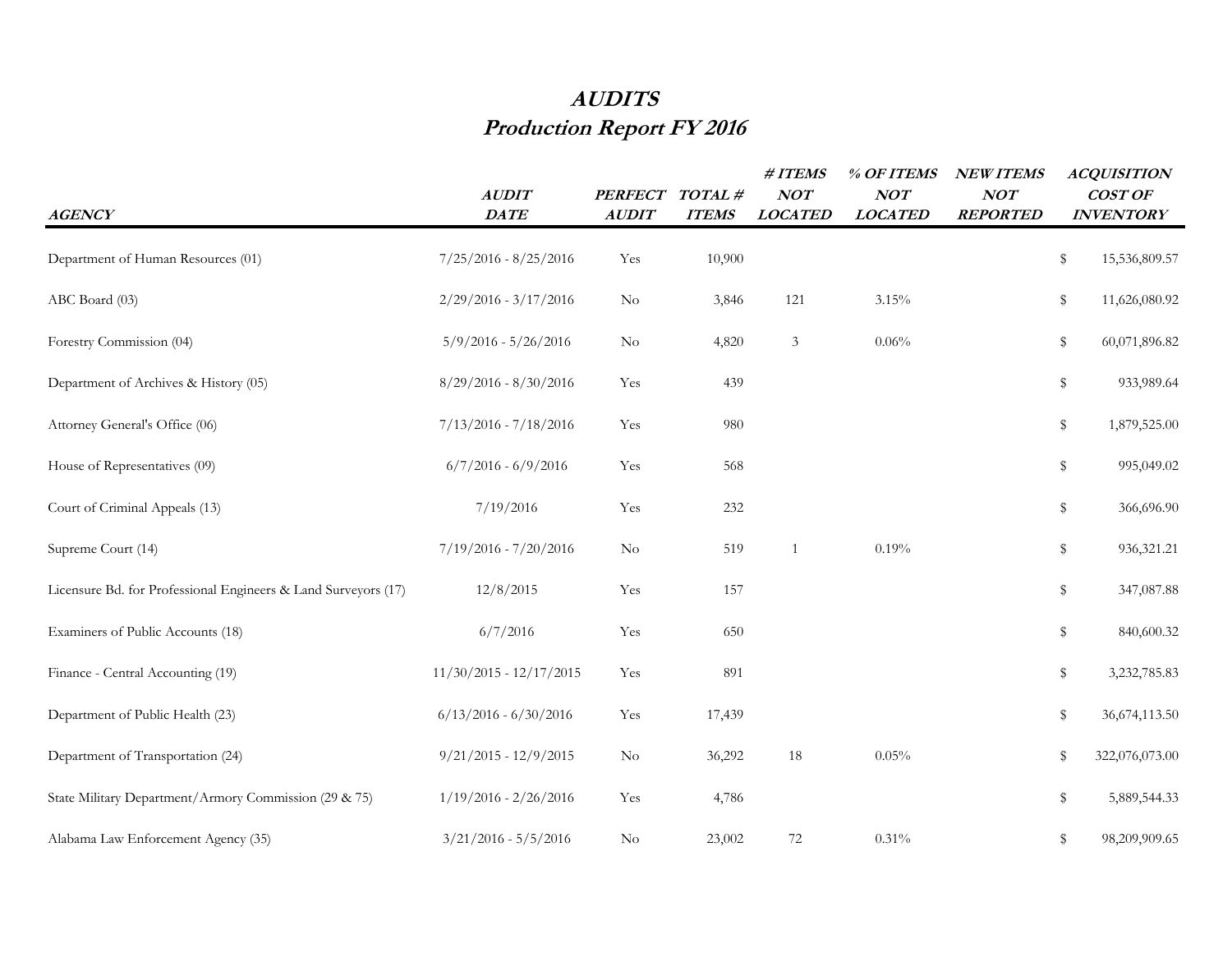# *AUDITS*
## *Production Report FY 2016*

| *AGENCY* | *AUDIT DATE* | *PERFECT AUDIT* | *TOTAL # ITEMS* | *# ITEMS NOT LOCATED* | *% OF ITEMS NOT LOCATED* | *NEW ITEMS NOT REPORTED* | *ACQUISITION COST OF INVENTORY* |
|---|---|---|---|---|---|---|---|
| Department of Human Resources (01) | 7/25/2016 - 8/25/2016 | Yes | 10,900 | | | | $ 15,536,809.57 |
| ABC Board (03) | 2/29/2016 - 3/17/2016 | No | 3,846 | 121 | 3.15% | | $ 11,626,080.92 |
| Forestry Commission (04) | 5/9/2016 - 5/26/2016 | No | 4,820 | 3 | 0.06% | | $ 60,071,896.82 |
| Department of Archives & History (05) | 8/29/2016 - 8/30/2016 | Yes | 439 | | | | $ 933,989.64 |
| Attorney General's Office (06) | 7/13/2016 - 7/18/2016 | Yes | 980 | | | | $ 1,879,525.00 |
| House of Representatives (09) | 6/7/2016 - 6/9/2016 | Yes | 568 | | | | $ 995,049.02 |
| Court of Criminal Appeals (13) | 7/19/2016 | Yes | 232 | | | | $ 366,696.90 |
| Supreme Court (14) | 7/19/2016 - 7/20/2016 | No | 519 | 1 | 0.19% | | $ 936,321.21 |
| Licensure Bd. for Professional Engineers & Land Surveyors (17) | 12/8/2015 | Yes | 157 | | | | $ 347,087.88 |
| Examiners of Public Accounts (18) | 6/7/2016 | Yes | 650 | | | | $ 840,600.32 |
| Finance - Central Accounting (19) | 11/30/2015 - 12/17/2015 | Yes | 891 | | | | $ 3,232,785.83 |
| Department of Public Health (23) | 6/13/2016 - 6/30/2016 | Yes | 17,439 | | | | $ 36,674,113.50 |
| Department of Transportation (24) | 9/21/2015 - 12/9/2015 | No | 36,292 | 18 | 0.05% | | $ 322,076,073.00 |
| State Military Department/Armory Commission (29 & 75) | 1/19/2016 - 2/26/2016 | Yes | 4,786 | | | | $ 5,889,544.33 |
| Alabama Law Enforcement Agency (35) | 3/21/2016 - 5/5/2016 | No | 23,002 | 72 | 0.31% | | $ 98,209,909.65 |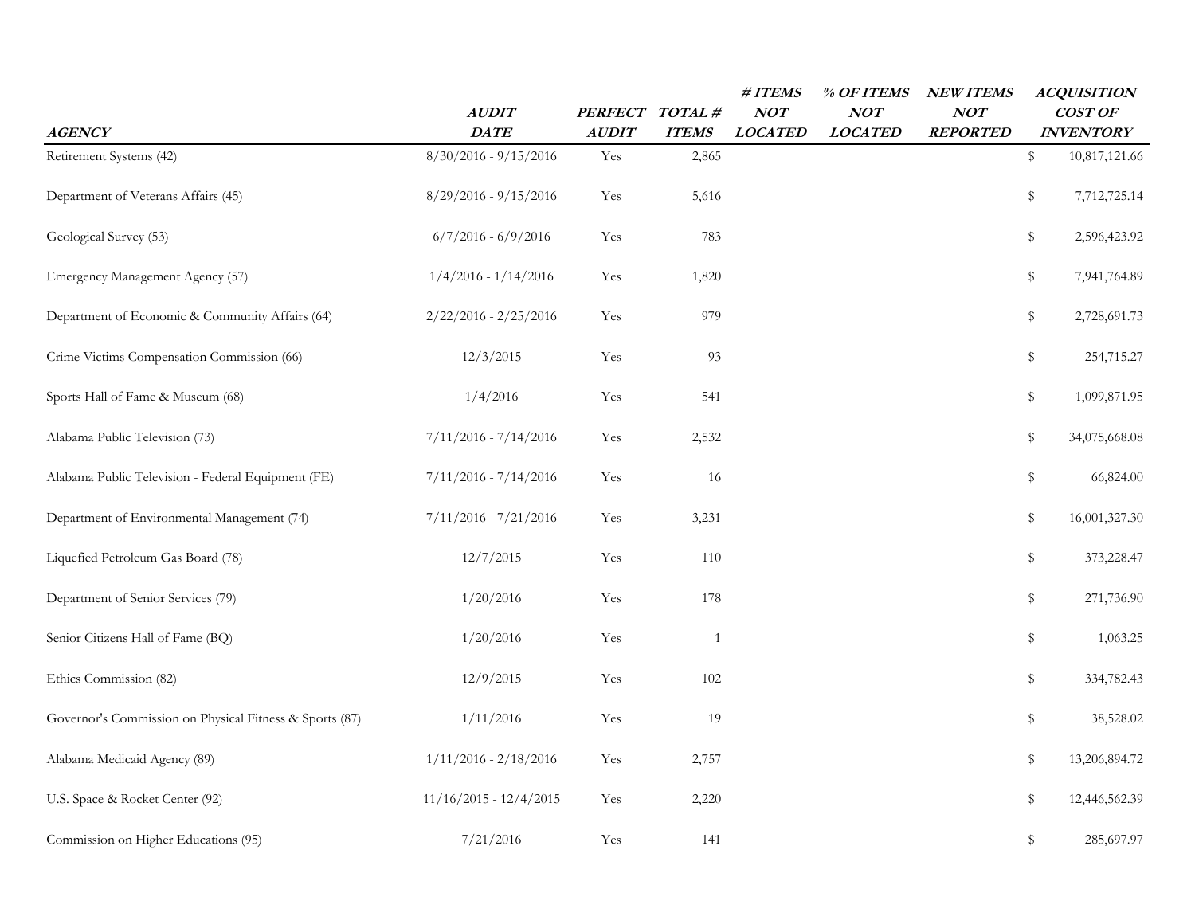| AGENCY | AUDIT DATE | PERFECT AUDIT | TOTAL # ITEMS | # ITEMS NOT LOCATED | % OF ITEMS NOT LOCATED | NEW ITEMS NOT REPORTED | ACQUISITION COST OF INVENTORY |
|---|---|---|---|---|---|---|---|
| Retirement Systems (42) | 8/30/2016 - 9/15/2016 | Yes | 2,865 | | | | $ 10,817,121.66 |
| Department of Veterans Affairs (45) | 8/29/2016 - 9/15/2016 | Yes | 5,616 | | | | $ 7,712,725.14 |
| Geological Survey (53) | 6/7/2016 - 6/9/2016 | Yes | 783 | | | | $ 2,596,423.92 |
| Emergency Management Agency (57) | 1/4/2016 - 1/14/2016 | Yes | 1,820 | | | | $ 7,941,764.89 |
| Department of Economic & Community Affairs (64) | 2/22/2016 - 2/25/2016 | Yes | 979 | | | | $ 2,728,691.73 |
| Crime Victims Compensation Commission (66) | 12/3/2015 | Yes | 93 | | | | $ 254,715.27 |
| Sports Hall of Fame & Museum (68) | 1/4/2016 | Yes | 541 | | | | $ 1,099,871.95 |
| Alabama Public Television (73) | 7/11/2016 - 7/14/2016 | Yes | 2,532 | | | | $ 34,075,668.08 |
| Alabama Public Television - Federal Equipment (FE) | 7/11/2016 - 7/14/2016 | Yes | 16 | | | | $ 66,824.00 |
| Department of Environmental Management (74) | 7/11/2016 - 7/21/2016 | Yes | 3,231 | | | | $ 16,001,327.30 |
| Liquefied Petroleum Gas Board (78) | 12/7/2015 | Yes | 110 | | | | $ 373,228.47 |
| Department of Senior Services (79) | 1/20/2016 | Yes | 178 | | | | $ 271,736.90 |
| Senior Citizens Hall of Fame (BQ) | 1/20/2016 | Yes | 1 | | | | $ 1,063.25 |
| Ethics Commission (82) | 12/9/2015 | Yes | 102 | | | | $ 334,782.43 |
| Governor's Commission on Physical Fitness & Sports (87) | 1/11/2016 | Yes | 19 | | | | $ 38,528.02 |
| Alabama Medicaid Agency (89) | 1/11/2016 - 2/18/2016 | Yes | 2,757 | | | | $ 13,206,894.72 |
| U.S. Space & Rocket Center (92) | 11/16/2015 - 12/4/2015 | Yes | 2,220 | | | | $ 12,446,562.39 |
| Commission on Higher Educations (95) | 7/21/2016 | Yes | 141 | | | | $ 285,697.97 |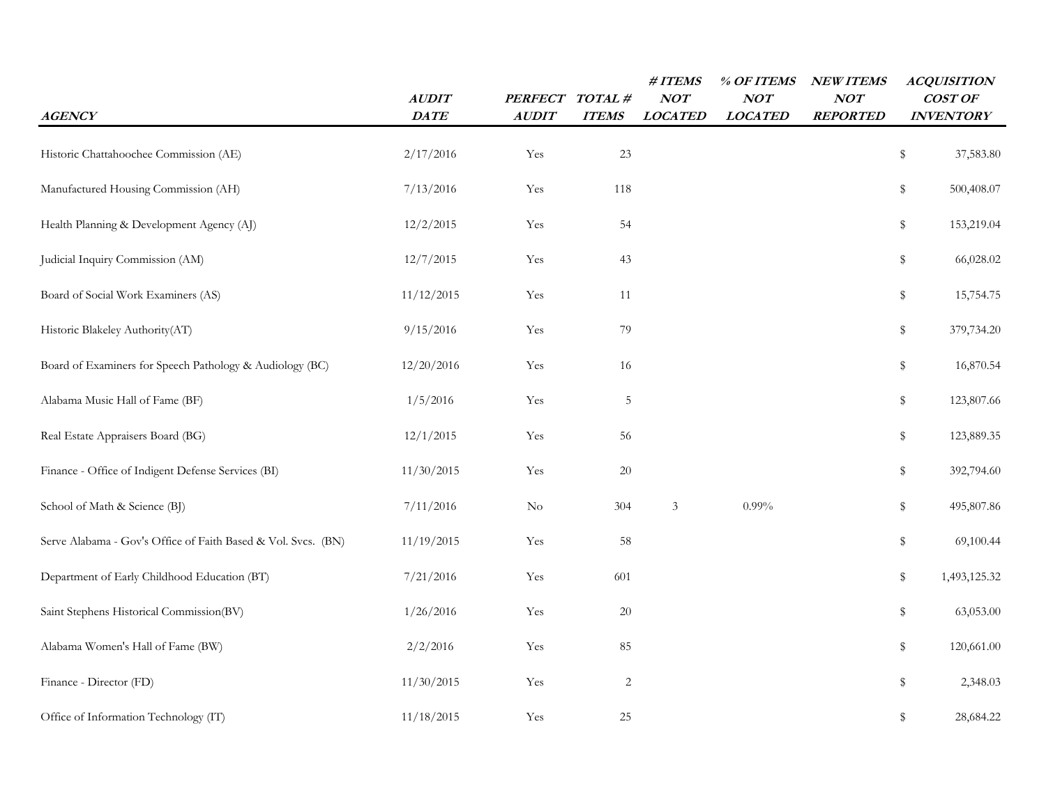| AGENCY | AUDIT DATE | PERFECT AUDIT | TOTAL # ITEMS | # ITEMS NOT LOCATED | % OF ITEMS NOT LOCATED | NEW ITEMS NOT REPORTED | ACQUISITION COST OF INVENTORY |
|---|---|---|---|---|---|---|---|
| Historic Chattahoochee Commission (AE) | 2/17/2016 | Yes | 23 | | | | $ 37,583.80 |
| Manufactured Housing Commission (AH) | 7/13/2016 | Yes | 118 | | | | $ 500,408.07 |
| Health Planning & Development Agency (AJ) | 12/2/2015 | Yes | 54 | | | | $ 153,219.04 |
| Judicial Inquiry Commission (AM) | 12/7/2015 | Yes | 43 | | | | $ 66,028.02 |
| Board of Social Work Examiners (AS) | 11/12/2015 | Yes | 11 | | | | $ 15,754.75 |
| Historic Blakeley Authority(AT) | 9/15/2016 | Yes | 79 | | | | $ 379,734.20 |
| Board of Examiners for Speech Pathology & Audiology (BC) | 12/20/2016 | Yes | 16 | | | | $ 16,870.54 |
| Alabama Music Hall of Fame (BF) | 1/5/2016 | Yes | 5 | | | | $ 123,807.66 |
| Real Estate Appraisers Board (BG) | 12/1/2015 | Yes | 56 | | | | $ 123,889.35 |
| Finance - Office of Indigent Defense Services (BI) | 11/30/2015 | Yes | 20 | | | | $ 392,794.60 |
| School of Math & Science (BJ) | 7/11/2016 | No | 304 | 3 | 0.99% | | $ 495,807.86 |
| Serve Alabama - Gov's Office of Faith Based & Vol. Svcs. (BN) | 11/19/2015 | Yes | 58 | | | | $ 69,100.44 |
| Department of Early Childhood Education (BT) | 7/21/2016 | Yes | 601 | | | | $ 1,493,125.32 |
| Saint Stephens Historical Commission(BV) | 1/26/2016 | Yes | 20 | | | | $ 63,053.00 |
| Alabama Women's Hall of Fame (BW) | 2/2/2016 | Yes | 85 | | | | $ 120,661.00 |
| Finance - Director (FD) | 11/30/2015 | Yes | 2 | | | | $ 2,348.03 |
| Office of Information Technology (IT) | 11/18/2015 | Yes | 25 | | | | $ 28,684.22 |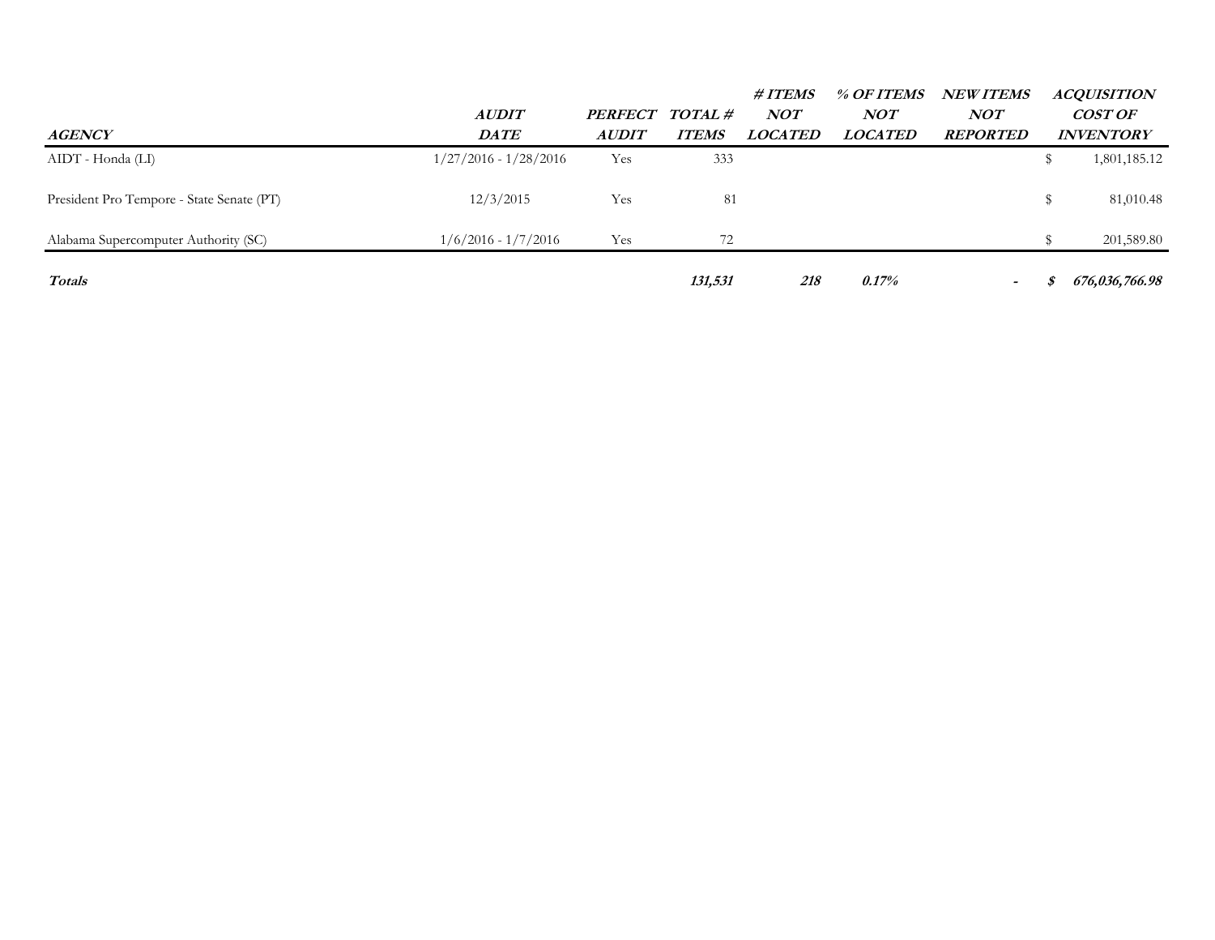| AGENCY | AUDIT DATE | PERFECT AUDIT | TOTAL # ITEMS | # ITEMS NOT LOCATED | % OF ITEMS NOT LOCATED | NEW ITEMS NOT REPORTED | ACQUISITION COST OF INVENTORY |
|---|---|---|---|---|---|---|---|
| AIDT - Honda (LI) | 1/27/2016 - 1/28/2016 | Yes | 333 | | | | $ 1,801,185.12 |
| President Pro Tempore - State Senate (PT) | 12/3/2015 | Yes | 81 | | | | $ 81,010.48 |
| Alabama Supercomputer Authority (SC) | 1/6/2016 - 1/7/2016 | Yes | 72 | | | | $ 201,589.80 |
| ***Totals*** | | | ***131,531*** | ***218*** | ***0.17%*** | ***-*** | ***$ 676,036,766.98*** |